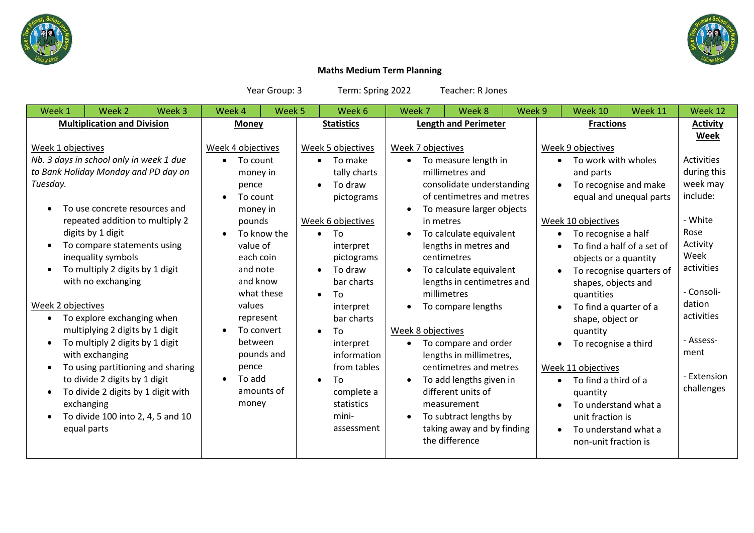**Maths Medium Term Planning**

Year Group: 3 Term: Spring 2022 Teacher: R Jones

| Week 1 – Week 3 | Week 4 – Week 5 | Week 5 – Week 6 | Week 7 – Week 9 | Week 9 – Week 11 | Week 12 |
|---|---|---|---|---|---|
| **Multiplication and Division** | **Money** | **Statistics** | **Length and Perimeter** | **Fractions** | **Activity Week** |
| Week 1 objectives<br>*Nb. 3 days in school only in week 1 due to Bank Holiday Monday and PD day on Tuesday.*<br>• To use concrete resources and repeated addition to multiply 2 digits by 1 digit<br>• To compare statements using inequality symbols<br>• To multiply 2 digits by 1 digit with no exchanging<br><br>Week 2 objectives<br>• To explore exchanging when multiplying 2 digits by 1 digit<br>• To multiply 2 digits by 1 digit with exchanging<br>• To using partitioning and sharing to divide 2 digits by 1 digit<br>• To divide 2 digits by 1 digit with exchanging<br>• To divide 100 into 2, 4, 5 and 10 equal parts | Week 4 objectives<br>• To count money in pence<br>• To count money in pounds<br>• To know the value of each coin and note and know what these values represent<br>• To convert between pounds and pence<br>• To add amounts of money | Week 5 objectives<br>• To make tally charts<br>• To draw pictograms<br><br>Week 6 objectives<br>• To interpret pictograms<br>• To draw bar charts<br>• To interpret bar charts<br>• To interpret information from tables<br>• To complete a statistics mini-assessment | Week 7 objectives<br>• To measure length in millimetres and consolidate understanding of centimetres and metres<br>• To measure larger objects in metres<br>• To calculate equivalent lengths in metres and centimetres<br>• To calculate equivalent lengths in centimetres and millimetres<br>• To compare lengths<br><br>Week 8 objectives<br>• To compare and order lengths in millimetres, centimetres and metres<br>• To add lengths given in different units of measurement<br>• To subtract lengths by taking away and by finding the difference | Week 9 objectives<br>• To work with wholes and parts<br>• To recognise and make equal and unequal parts<br><br>Week 10 objectives<br>• To recognise a half<br>• To find a half of a set of objects or a quantity<br>• To recognise quarters of shapes, objects and quantities<br>• To find a quarter of a shape, object or quantity<br>• To recognise a third<br><br>Week 11 objectives<br>• To find a third of a quantity<br>• To understand what a unit fraction is<br>• To understand what a non-unit fraction is | Activities during this week may include:<br><br>- White Rose Activity Week activities<br><br>- Consolidation activities<br><br>- Assessment<br><br>- Extension challenges |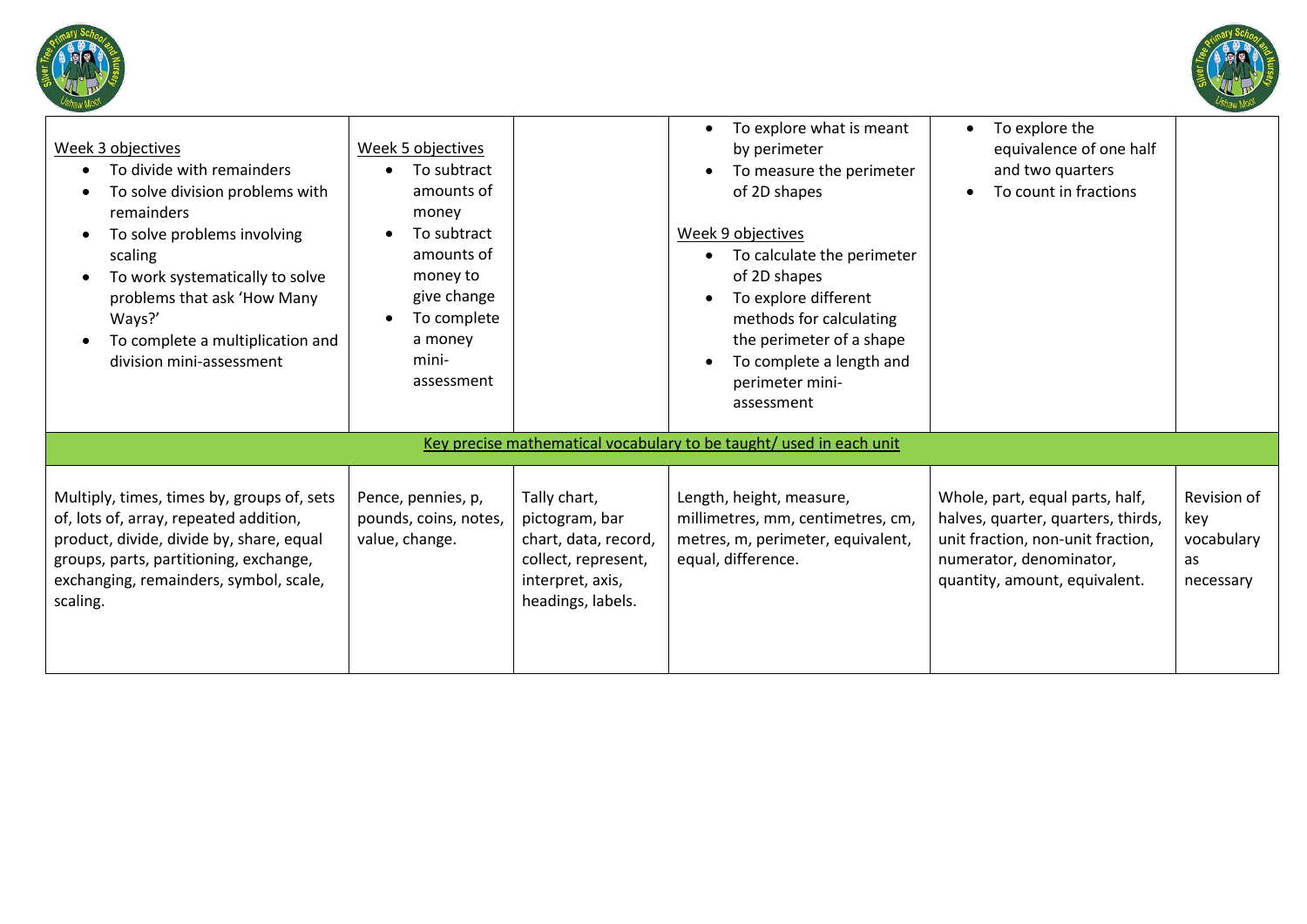| | | | | | |
|---|---|---|---|---|---|
| Week 3 objectives<br>• To divide with remainders<br>• To solve division problems with remainders<br>• To solve problems involving scaling<br>• To work systematically to solve problems that ask 'How Many Ways?'<br>• To complete a multiplication and division mini-assessment | Week 5 objectives<br>• To subtract amounts of money<br>• To subtract amounts of money to give change<br>• To complete a money mini-assessment | | • To explore what is meant by perimeter<br>• To measure the perimeter of 2D shapes<br><br>Week 9 objectives<br>• To calculate the perimeter of 2D shapes<br>• To explore different methods for calculating the perimeter of a shape<br>• To complete a length and perimeter mini-assessment | • To explore the equivalence of one half and two quarters<br>• To count in fractions | |
| Key precise mathematical vocabulary to be taught/ used in each unit | | | | | |
| Multiply, times, times by, groups of, sets of, lots of, array, repeated addition, product, divide, divide by, share, equal groups, parts, partitioning, exchange, exchanging, remainders, symbol, scale, scaling. | Pence, pennies, p, pounds, coins, notes, value, change. | Tally chart, pictogram, bar chart, data, record, collect, represent, interpret, axis, headings, labels. | Length, height, measure, millimetres, mm, centimetres, cm, metres, m, perimeter, equivalent, equal, difference. | Whole, part, equal parts, half, halves, quarter, quarters, thirds, unit fraction, non-unit fraction, numerator, denominator, quantity, amount, equivalent. | Revision of key vocabulary as necessary |